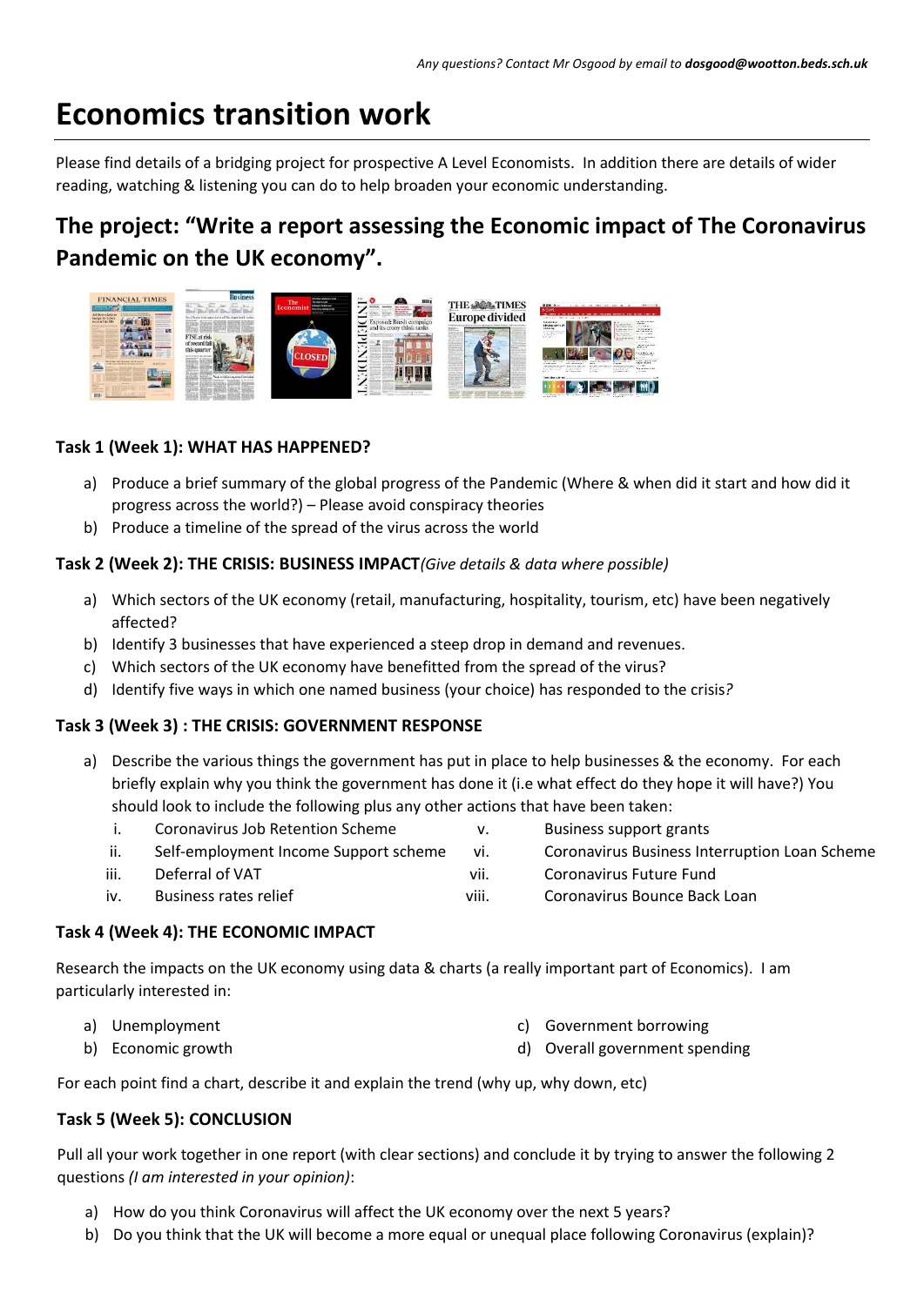*Any questions? Contact Mr Osgood by email to **dosgood@wootton.beds.sch.uk***

# Economics transition work

Please find details of a bridging project for prospective A Level Economists. In addition there are details of wider reading, watching & listening you can do to help broaden your economic understanding.

## The project: "Write a report assessing the Economic impact of The Coronavirus Pandemic on the UK economy".

### Task 1 (Week 1): WHAT HAS HAPPENED?

a) Produce a brief summary of the global progress of the Pandemic (Where & when did it start and how did it progress across the world?) – Please avoid conspiracy theories
b) Produce a timeline of the spread of the virus across the world

### Task 2 (Week 2): THE CRISIS: BUSINESS IMPACT *(Give details & data where possible)*

a) Which sectors of the UK economy (retail, manufacturing, hospitality, tourism, etc) have been negatively affected?
b) Identify 3 businesses that have experienced a steep drop in demand and revenues.
c) Which sectors of the UK economy have benefitted from the spread of the virus?
d) Identify five ways in which one named business (your choice) has responded to the crisis*?*

### Task 3 (Week 3) : THE CRISIS: GOVERNMENT RESPONSE

a) Describe the various things the government has put in place to help businesses & the economy. For each briefly explain why you think the government has done it (i.e what effect do they hope it will have?) You should look to include the following plus any other actions that have been taken:
   i. Coronavirus Job Retention Scheme
   ii. Self-employment Income Support scheme
   iii. Deferral of VAT
   iv. Business rates relief
   v. Business support grants
   vi. Coronavirus Business Interruption Loan Scheme
   vii. Coronavirus Future Fund
   viii. Coronavirus Bounce Back Loan

### Task 4 (Week 4): THE ECONOMIC IMPACT

Research the impacts on the UK economy using data & charts (a really important part of Economics). I am particularly interested in:

a) Unemployment
b) Economic growth
c) Government borrowing
d) Overall government spending

For each point find a chart, describe it and explain the trend (why up, why down, etc)

### Task 5 (Week 5): CONCLUSION

Pull all your work together in one report (with clear sections) and conclude it by trying to answer the following 2 questions *(I am interested in your opinion)*:

a) How do you think Coronavirus will affect the UK economy over the next 5 years?
b) Do you think that the UK will become a more equal or unequal place following Coronavirus (explain)?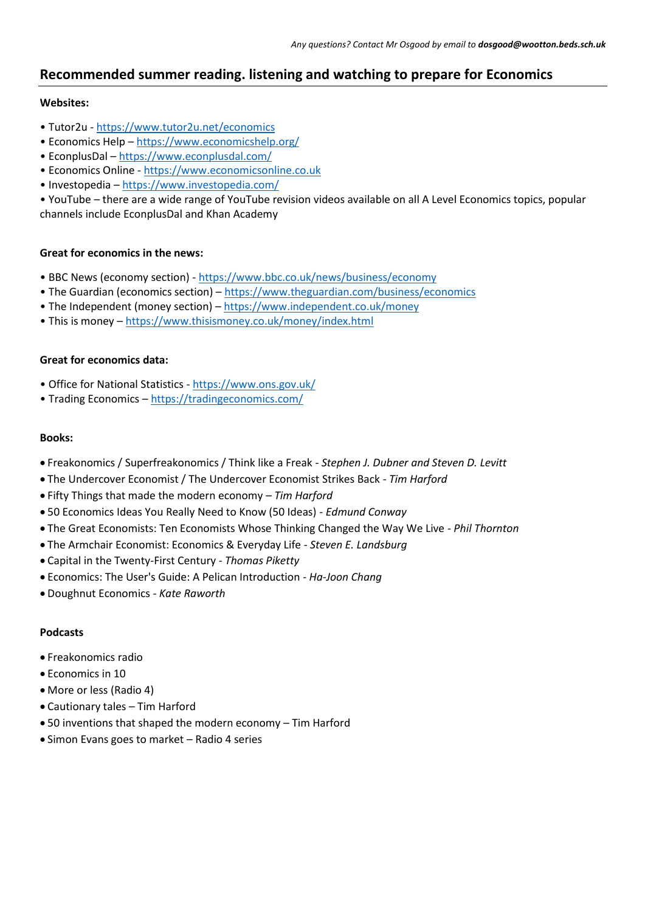*Any questions? Contact Mr Osgood by email to **dosgood@wootton.beds.sch.uk***

## Recommended summer reading. listening and watching to prepare for Economics

**Websites:**

- Tutor2u - https://www.tutor2u.net/economics
- Economics Help – https://www.economicshelp.org/
- EconplusDal – https://www.econplusdal.com/
- Economics Online - https://www.economicsonline.co.uk
- Investopedia – https://www.investopedia.com/
- YouTube – there are a wide range of YouTube revision videos available on all A Level Economics topics, popular channels include EconplusDal and Khan Academy

**Great for economics in the news:**

- BBC News (economy section) - https://www.bbc.co.uk/news/business/economy
- The Guardian (economics section) – https://www.theguardian.com/business/economics
- The Independent (money section) – https://www.independent.co.uk/money
- This is money – https://www.thisismoney.co.uk/money/index.html

**Great for economics data:**

- Office for National Statistics - https://www.ons.gov.uk/
- Trading Economics – https://tradingeconomics.com/

**Books:**

- Freakonomics / Superfreakonomics / Think like a Freak - *Stephen J. Dubner and Steven D. Levitt*
- The Undercover Economist / The Undercover Economist Strikes Back - *Tim Harford*
- Fifty Things that made the modern economy – *Tim Harford*
- 50 Economics Ideas You Really Need to Know (50 Ideas) - *Edmund Conway*
- The Great Economists: Ten Economists Whose Thinking Changed the Way We Live - *Phil Thornton*
- The Armchair Economist: Economics & Everyday Life - *Steven E. Landsburg*
- Capital in the Twenty-First Century - *Thomas Piketty*
- Economics: The User's Guide: A Pelican Introduction - *Ha-Joon Chang*
- Doughnut Economics - *Kate Raworth*

**Podcasts**

- Freakonomics radio
- Economics in 10
- More or less (Radio 4)
- Cautionary tales – Tim Harford
- 50 inventions that shaped the modern economy – Tim Harford
- Simon Evans goes to market – Radio 4 series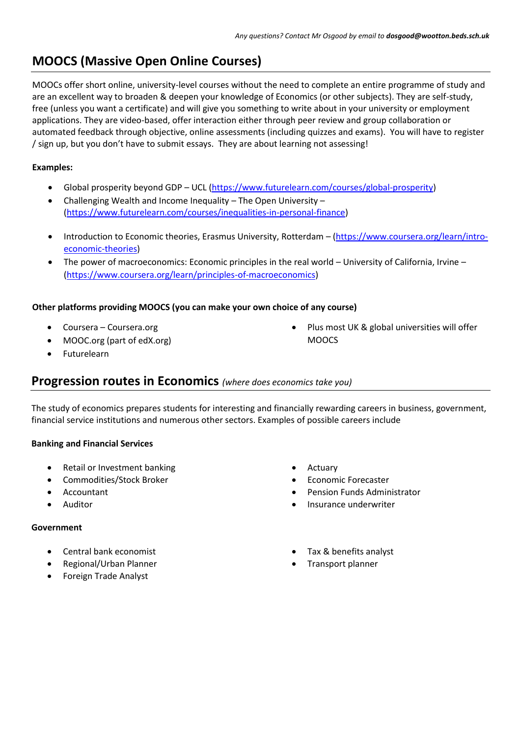*Any questions? Contact Mr Osgood by email to **dosgood@wootton.beds.sch.uk***

## MOOCS (Massive Open Online Courses)

MOOCs offer short online, university-level courses without the need to complete an entire programme of study and are an excellent way to broaden & deepen your knowledge of Economics (or other subjects). They are self-study, free (unless you want a certificate) and will give you something to write about in your university or employment applications. They are video-based, offer interaction either through peer review and group collaboration or automated feedback through objective, online assessments (including quizzes and exams). You will have to register / sign up, but you don't have to submit essays. They are about learning not assessing!

**Examples:**

- Global prosperity beyond GDP – UCL (https://www.futurelearn.com/courses/global-prosperity)
- Challenging Wealth and Income Inequality – The Open University – (https://www.futurelearn.com/courses/inequalities-in-personal-finance)
- Introduction to Economic theories, Erasmus University, Rotterdam – (https://www.coursera.org/learn/intro-economic-theories)
- The power of macroeconomics: Economic principles in the real world – University of California, Irvine – (https://www.coursera.org/learn/principles-of-macroeconomics)

**Other platforms providing MOOCS (you can make your own choice of any course)**

- Coursera – Coursera.org
- MOOC.org (part of edX.org)
- Futurelearn
- Plus most UK & global universities will offer MOOCS

## Progression routes in Economics *(where does economics take you)*

The study of economics prepares students for interesting and financially rewarding careers in business, government, financial service institutions and numerous other sectors. Examples of possible careers include

**Banking and Financial Services**

- Retail or Investment banking
- Commodities/Stock Broker
- Accountant
- Auditor
- Actuary
- Economic Forecaster
- Pension Funds Administrator
- Insurance underwriter

**Government**

- Central bank economist
- Regional/Urban Planner
- Foreign Trade Analyst
- Tax & benefits analyst
- Transport planner